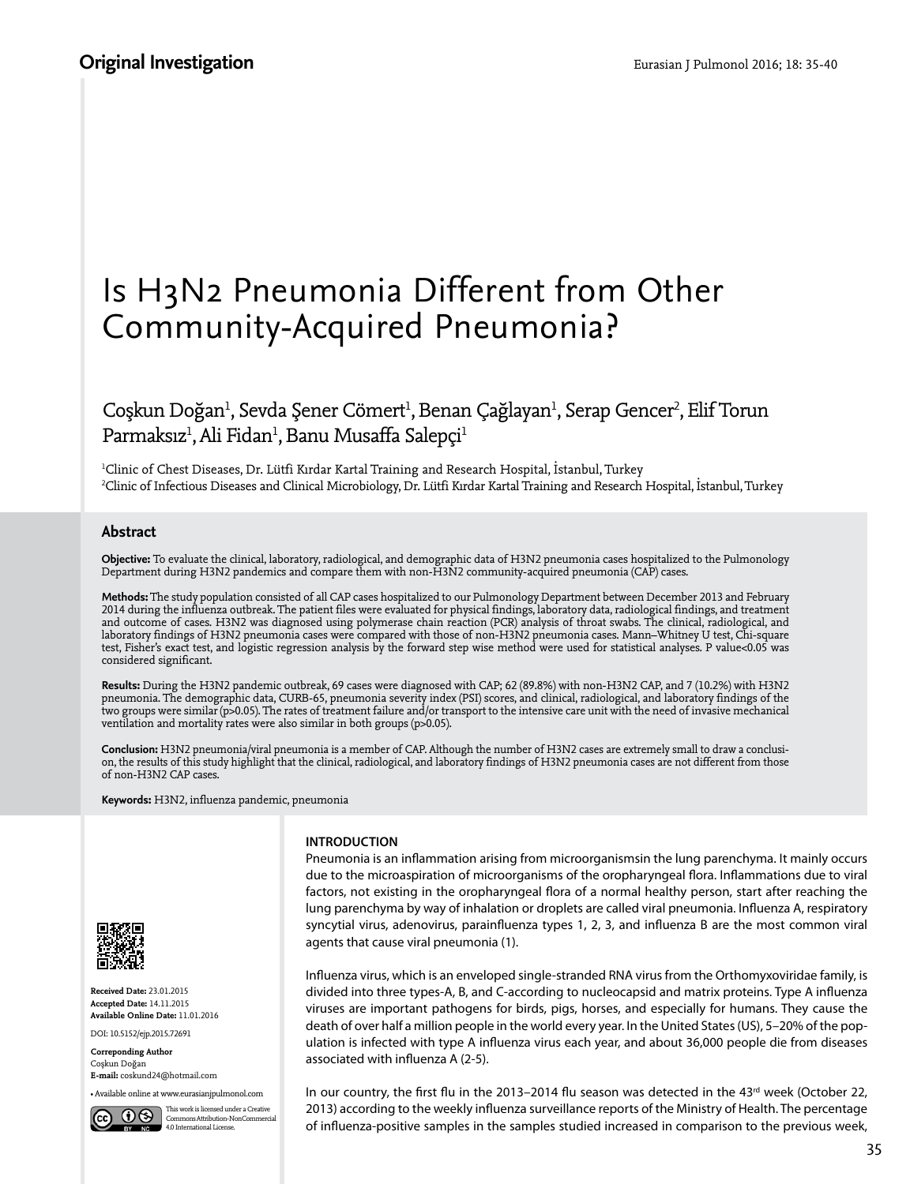Original Investigation

# Is H3N2 Pneumonia Different from Other Community-Acquired Pneumonia?

Coşkun Doğan[1], Sevda Şener Cömert[1], Benan Çağlayan[1], Serap Gencer[2], Elif Torun Parmaksız[1], Ali Fidan[1], Banu Musaffa Salepçi[1]

[1]Clinic of Chest Diseases, Dr. Lütfi Kırdar Kartal Training and Research Hospital, İstanbul, Turkey
[2]Clinic of Infectious Diseases and Clinical Microbiology, Dr. Lütfi Kırdar Kartal Training and Research Hospital, İstanbul, Turkey

## Abstract

**Objective:** To evaluate the clinical, laboratory, radiological, and demographic data of H3N2 pneumonia cases hospitalized to the Pulmonology Department during H3N2 pandemics and compare them with non-H3N2 community-acquired pneumonia (CAP) cases.

**Methods:** The study population consisted of all CAP cases hospitalized to our Pulmonology Department between December 2013 and February 2014 during the influenza outbreak. The patient files were evaluated for physical findings, laboratory data, radiological findings, and treatment and outcome of cases. H3N2 was diagnosed using polymerase chain reaction (PCR) analysis of throat swabs. The clinical, radiological, and laboratory findings of H3N2 pneumonia cases were compared with those of non-H3N2 pneumonia cases. Mann–Whitney U test, Chi-square test, Fisher's exact test, and logistic regression analysis by the forward step wise method were used for statistical analyses. P value<0.05 was considered significant.

**Results:** During the H3N2 pandemic outbreak, 69 cases were diagnosed with CAP; 62 (89.8%) with non-H3N2 CAP, and 7 (10.2%) with H3N2 pneumonia. The demographic data, CURB-65, pneumonia severity index (PSI) scores, and clinical, radiological, and laboratory findings of the two groups were similar (p>0.05). The rates of treatment failure and/or transport to the intensive care unit with the need of invasive mechanical ventilation and mortality rates were also similar in both groups (p>0.05).

**Conclusion:** H3N2 pneumonia/viral pneumonia is a member of CAP. Although the number of H3N2 cases are extremely small to draw a conclusion, the results of this study highlight that the clinical, radiological, and laboratory findings of H3N2 pneumonia cases are not different from those of non-H3N2 CAP cases.

**Keywords:** H3N2, influenza pandemic, pneumonia

**Received Date:** 23.01.2015
**Accepted Date:** 14.11.2015
**Available Online Date:** 11.01.2016

DOI: 10.5152/ejp.2015.72691

**Corresponding Author**
Coşkun Doğan
**E-mail:** coskund24@hotmail.com

• Available online at www.eurasianjpulmonol.com

This work is licensed under a Creative Commons Attribution-NonCommercial 4.0 International License.

## INTRODUCTION

Pneumonia is an inflammation arising from microorganismsin the lung parenchyma. It mainly occurs due to the microaspiration of microorganisms of the oropharyngeal flora. Inflammations due to viral factors, not existing in the oropharyngeal flora of a normal healthy person, start after reaching the lung parenchyma by way of inhalation or droplets are called viral pneumonia. Influenza A, respiratory syncytial virus, adenovirus, parainfluenza types 1, 2, 3, and influenza B are the most common viral agents that cause viral pneumonia (1).

Influenza virus, which is an enveloped single-stranded RNA virus from the Orthomyxoviridae family, is divided into three types-A, B, and C-according to nucleocapsid and matrix proteins. Type A influenza viruses are important pathogens for birds, pigs, horses, and especially for humans. They cause the death of over half a million people in the world every year. In the United States (US), 5–20% of the population is infected with type A influenza virus each year, and about 36,000 people die from diseases associated with influenza A (2-5).

In our country, the first flu in the 2013–2014 flu season was detected in the 43rd week (October 22, 2013) according to the weekly influenza surveillance reports of the Ministry of Health. The percentage of influenza-positive samples in the samples studied increased in comparison to the previous week,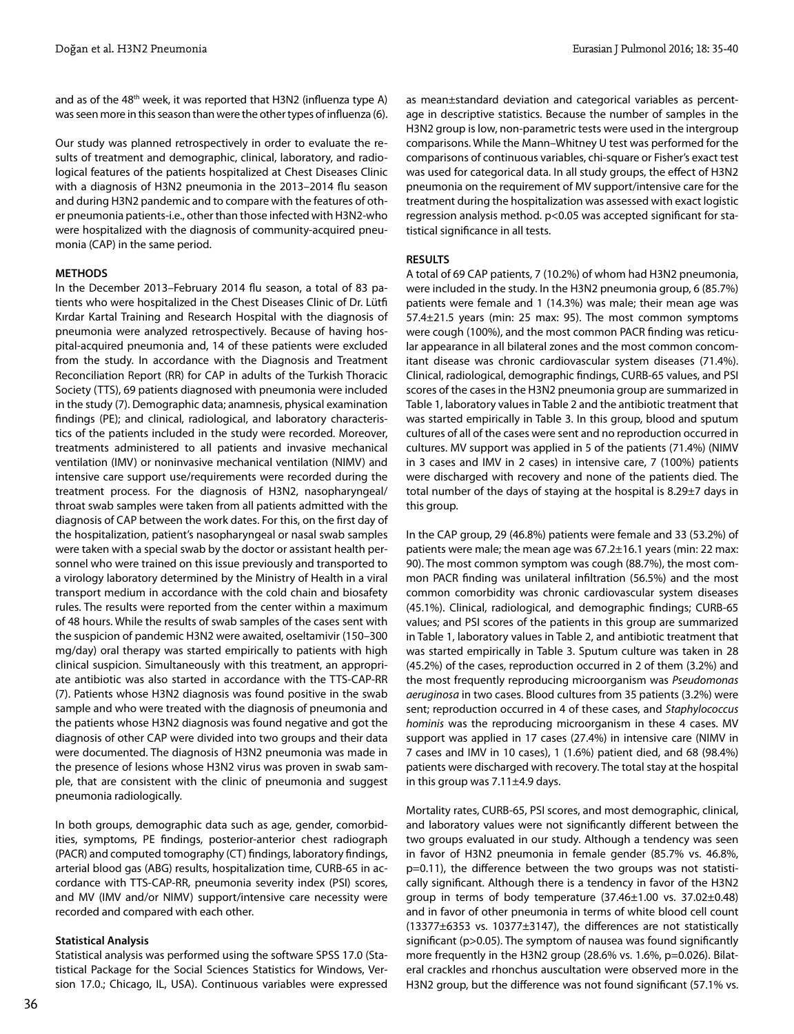and as of the 48th week, it was reported that H3N2 (influenza type A) was seen more in this season than were the other types of influenza (6).

Our study was planned retrospectively in order to evaluate the results of treatment and demographic, clinical, laboratory, and radiological features of the patients hospitalized at Chest Diseases Clinic with a diagnosis of H3N2 pneumonia in the 2013–2014 flu season and during H3N2 pandemic and to compare with the features of other pneumonia patients-i.e., other than those infected with H3N2-who were hospitalized with the diagnosis of community-acquired pneumonia (CAP) in the same period.

## METHODS

In the December 2013–February 2014 flu season, a total of 83 patients who were hospitalized in the Chest Diseases Clinic of Dr. Lütfi Kırdar Kartal Training and Research Hospital with the diagnosis of pneumonia were analyzed retrospectively. Because of having hospital-acquired pneumonia and, 14 of these patients were excluded from the study. In accordance with the Diagnosis and Treatment Reconciliation Report (RR) for CAP in adults of the Turkish Thoracic Society (TTS), 69 patients diagnosed with pneumonia were included in the study (7). Demographic data; anamnesis, physical examination findings (PE); and clinical, radiological, and laboratory characteristics of the patients included in the study were recorded. Moreover, treatments administered to all patients and invasive mechanical ventilation (IMV) or noninvasive mechanical ventilation (NIMV) and intensive care support use/requirements were recorded during the treatment process. For the diagnosis of H3N2, nasopharyngeal/throat swab samples were taken from all patients admitted with the diagnosis of CAP between the work dates. For this, on the first day of the hospitalization, patient's nasopharyngeal or nasal swab samples were taken with a special swab by the doctor or assistant health personnel who were trained on this issue previously and transported to a virology laboratory determined by the Ministry of Health in a viral transport medium in accordance with the cold chain and biosafety rules. The results were reported from the center within a maximum of 48 hours. While the results of swab samples of the cases sent with the suspicion of pandemic H3N2 were awaited, oseltamivir (150–300 mg/day) oral therapy was started empirically to patients with high clinical suspicion. Simultaneously with this treatment, an appropriate antibiotic was also started in accordance with the TTS-CAP-RR (7). Patients whose H3N2 diagnosis was found positive in the swab sample and who were treated with the diagnosis of pneumonia and the patients whose H3N2 diagnosis was found negative and got the diagnosis of other CAP were divided into two groups and their data were documented. The diagnosis of H3N2 pneumonia was made in the presence of lesions whose H3N2 virus was proven in swab sample, that are consistent with the clinic of pneumonia and suggest pneumonia radiologically.

In both groups, demographic data such as age, gender, comorbidities, symptoms, PE findings, posterior-anterior chest radiograph (PACR) and computed tomography (CT) findings, laboratory findings, arterial blood gas (ABG) results, hospitalization time, CURB-65 in accordance with TTS-CAP-RR, pneumonia severity index (PSI) scores, and MV (IMV and/or NIMV) support/intensive care necessity were recorded and compared with each other.

### Statistical Analysis

Statistical analysis was performed using the software SPSS 17.0 (Statistical Package for the Social Sciences Statistics for Windows, Version 17.0.; Chicago, IL, USA). Continuous variables were expressed as mean±standard deviation and categorical variables as percentage in descriptive statistics. Because the number of samples in the H3N2 group is low, non-parametric tests were used in the intergroup comparisons. While the Mann–Whitney U test was performed for the comparisons of continuous variables, chi-square or Fisher's exact test was used for categorical data. In all study groups, the effect of H3N2 pneumonia on the requirement of MV support/intensive care for the treatment during the hospitalization was assessed with exact logistic regression analysis method. $p<0.05$ was accepted significant for statistical significance in all tests.

## RESULTS

A total of 69 CAP patients, 7 (10.2%) of whom had H3N2 pneumonia, were included in the study. In the H3N2 pneumonia group, 6 (85.7%) patients were female and 1 (14.3%) was male; their mean age was 57.4±21.5 years (min: 25 max: 95). The most common symptoms were cough (100%), and the most common PACR finding was reticular appearance in all bilateral zones and the most common concomitant disease was chronic cardiovascular system diseases (71.4%). Clinical, radiological, demographic findings, CURB-65 values, and PSI scores of the cases in the H3N2 pneumonia group are summarized in Table 1, laboratory values in Table 2 and the antibiotic treatment that was started empirically in Table 3. In this group, blood and sputum cultures of all of the cases were sent and no reproduction occurred in cultures. MV support was applied in 5 of the patients (71.4%) (NIMV in 3 cases and IMV in 2 cases) in intensive care, 7 (100%) patients were discharged with recovery and none of the patients died. The total number of the days of staying at the hospital is 8.29±7 days in this group.

In the CAP group, 29 (46.8%) patients were female and 33 (53.2%) of patients were male; the mean age was 67.2±16.1 years (min: 22 max: 90). The most common symptom was cough (88.7%), the most common PACR finding was unilateral infiltration (56.5%) and the most common comorbidity was chronic cardiovascular system diseases (45.1%). Clinical, radiological, and demographic findings; CURB-65 values; and PSI scores of the patients in this group are summarized in Table 1, laboratory values in Table 2, and antibiotic treatment that was started empirically in Table 3. Sputum culture was taken in 28 (45.2%) of the cases, reproduction occurred in 2 of them (3.2%) and the most frequently reproducing microorganism was *Pseudomonas aeruginosa* in two cases. Blood cultures from 35 patients (3.2%) were sent; reproduction occurred in 4 of these cases, and *Staphylococcus hominis* was the reproducing microorganism in these 4 cases. MV support was applied in 17 cases (27.4%) in intensive care (NIMV in 7 cases and IMV in 10 cases), 1 (1.6%) patient died, and 68 (98.4%) patients were discharged with recovery. The total stay at the hospital in this group was 7.11±4.9 days.

Mortality rates, CURB-65, PSI scores, and most demographic, clinical, and laboratory values were not significantly different between the two groups evaluated in our study. Although a tendency was seen in favor of H3N2 pneumonia in female gender (85.7% vs. 46.8%, $p=0.11$), the difference between the two groups was not statistically significant. Although there is a tendency in favor of the H3N2 group in terms of body temperature (37.46±1.00 vs. 37.02±0.48) and in favor of other pneumonia in terms of white blood cell count (13377±6353 vs. 10377±3147), the differences are not statistically significant ($p>0.05$). The symptom of nausea was found significantly more frequently in the H3N2 group (28.6% vs. 1.6%, $p=0.026$). Bilateral crackles and rhonchus auscultation were observed more in the H3N2 group, but the difference was not found significant (57.1% vs.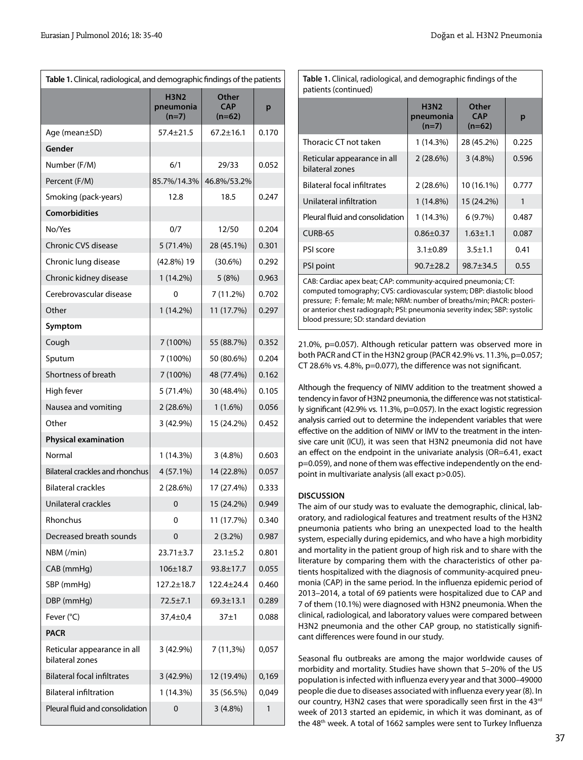**Table 1.** Clinical, radiological, and demographic findings of the patients

| | H3N2 pneumonia (n=7) | Other CAP (n=62) | p |
|---|---|---|---|
| Age (mean±SD) | 57.4±21.5 | 67.2±16.1 | 0.170 |
| **Gender** | | | |
| Number (F/M) | 6/1 | 29/33 | 0.052 |
| Percent (F/M) | 85.7%/14.3% | 46.8%/53.2% | |
| Smoking (pack-years) | 12.8 | 18.5 | 0.247 |
| **Comorbidities** | | | |
| No/Yes | 0/7 | 12/50 | 0.204 |
| Chronic CVS disease | 5 (71.4%) | 28 (45.1%) | 0.301 |
| Chronic lung disease | (42.8%) 19 | (30.6%) | 0.292 |
| Chronic kidney disease | 1 (14.2%) | 5 (8%) | 0.963 |
| Cerebrovascular disease | 0 | 7 (11.2%) | 0.702 |
| Other | 1 (14.2%) | 11 (17.7%) | 0.297 |
| **Symptom** | | | |
| Cough | 7 (100%) | 55 (88.7%) | 0.352 |
| Sputum | 7 (100%) | 50 (80.6%) | 0.204 |
| Shortness of breath | 7 (100%) | 48 (77.4%) | 0.162 |
| High fever | 5 (71.4%) | 30 (48.4%) | 0.105 |
| Nausea and vomiting | 2 (28.6%) | 1 (1.6%) | 0.056 |
| Other | 3 (42.9%) | 15 (24.2%) | 0.452 |
| **Physical examination** | | | |
| Normal | 1 (14.3%) | 3 (4.8%) | 0.603 |
| Bilateral crackles and rhonchus | 4 (57.1%) | 14 (22.8%) | 0.057 |
| Bilateral crackles | 2 (28.6%) | 17 (27.4%) | 0.333 |
| Unilateral crackles | 0 | 15 (24.2%) | 0.949 |
| Rhonchus | 0 | 11 (17.7%) | 0.340 |
| Decreased breath sounds | 0 | 2 (3.2%) | 0.987 |
| NBM (/min) | 23.71±3.7 | 23.1±5.2 | 0.801 |
| CAB (mmHg) | 106±18.7 | 93.8±17.7 | 0.055 |
| SBP (mmHg) | 127.2±18.7 | 122.4±24.4 | 0.460 |
| DBP (mmHg) | 72.5±7.1 | 69.3±13.1 | 0.289 |
| Fever (°C) | 37,4±0,4 | 37±1 | 0.088 |
| **PACR** | | | |
| Reticular appearance in all bilateral zones | 3 (42.9%) | 7 (11,3%) | 0,057 |
| Bilateral focal infiltrates | 3 (42.9%) | 12 (19.4%) | 0,169 |
| Bilateral infiltration | 1 (14.3%) | 35 (56.5%) | 0,049 |
| Pleural fluid and consolidation | 0 | 3 (4.8%) | 1 |
| Thoracic CT not taken | 1 (14.3%) | 28 (45.2%) | 0.225 |
| Reticular appearance in all bilateral zones | 2 (28.6%) | 3 (4.8%) | 0.596 |
| Bilateral focal infiltrates | 2 (28.6%) | 10 (16.1%) | 0.777 |
| Unilateral infiltration | 1 (14.8%) | 15 (24.2%) | 1 |
| Pleural fluid and consolidation | 1 (14.3%) | 6 (9.7%) | 0.487 |
| CURB-65 | 0.86±0.37 | 1.63±1.1 | 0.087 |
| PSI score | 3.1±0.89 | 3.5±1.1 | 0.41 |
| PSI point | 90.7±28.2 | 98.7±34.5 | 0.55 |

CAB: Cardiac apex beat; CAP: community-acquired pneumonia; CT: computed tomography; CVS: cardiovascular system; DBP: diastolic blood pressure; F: female; M: male; NRM: number of breaths/min; PACR: posterior anterior chest radiograph; PSI: pneumonia severity index; SBP: systolic blood pressure; SD: standard deviation

21.0%, p=0.057). Although reticular pattern was observed more in both PACR and CT in the H3N2 group (PACR 42.9% vs. 11.3%, p=0.057; CT 28.6% vs. 4.8%, p=0.077), the difference was not significant.

Although the frequency of NIMV addition to the treatment showed a tendency in favor of H3N2 pneumonia, the difference was not statistically significant (42.9% vs. 11.3%, p=0.057). In the exact logistic regression analysis carried out to determine the independent variables that were effective on the addition of NIMV or IMV to the treatment in the intensive care unit (ICU), it was seen that H3N2 pneumonia did not have an effect on the endpoint in the univariate analysis (OR=6.41, exact p=0.059), and none of them was effective independently on the endpoint in multivariate analysis (all exact p>0.05).

## DISCUSSION

The aim of our study was to evaluate the demographic, clinical, laboratory, and radiological features and treatment results of the H3N2 pneumonia patients who bring an unexpected load to the health system, especially during epidemics, and who have a high morbidity and mortality in the patient group of high risk and to share with the literature by comparing them with the characteristics of other patients hospitalized with the diagnosis of community-acquired pneumonia (CAP) in the same period. In the influenza epidemic period of 2013–2014, a total of 69 patients were hospitalized due to CAP and 7 of them (10.1%) were diagnosed with H3N2 pneumonia. When the clinical, radiological, and laboratory values were compared between H3N2 pneumonia and the other CAP group, no statistically significant differences were found in our study.

Seasonal flu outbreaks are among the major worldwide causes of morbidity and mortality. Studies have shown that 5–20% of the US population is infected with influenza every year and that 3000–49000 people die due to diseases associated with influenza every year (8). In our country, H3N2 cases that were sporadically seen first in the 43rd week of 2013 started an epidemic, in which it was dominant, as of the 48th week. A total of 1662 samples were sent to Turkey Influenza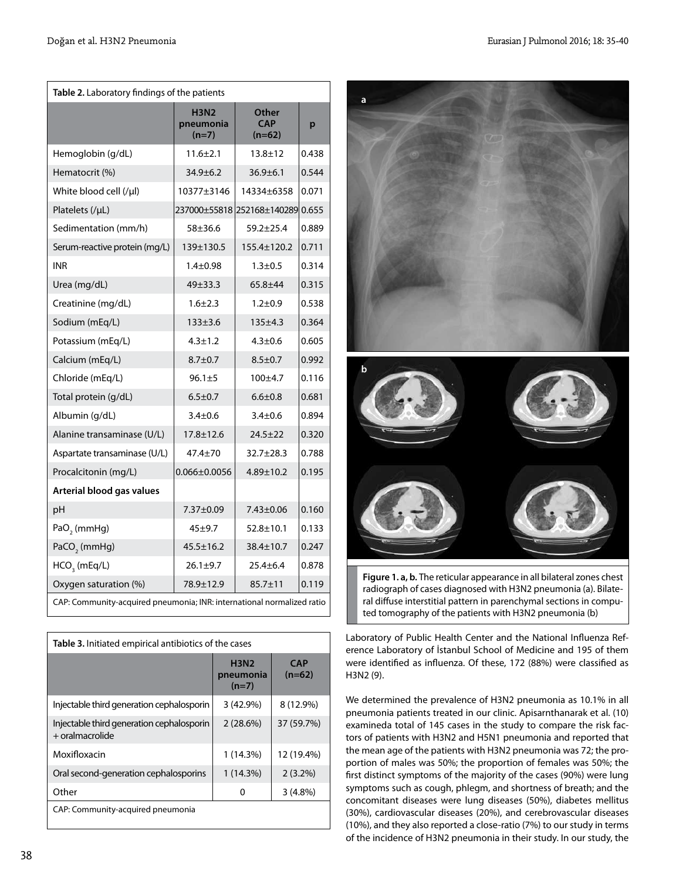**Table 2.** Laboratory findings of the patients

| | H3N2 pneumonia (n=7) | Other CAP (n=62) | p |
|---|---|---|---|
| Hemoglobin (g/dL) | 11.6±2.1 | 13.8±12 | 0.438 |
| Hematocrit (%) | 34.9±6.2 | 36.9±6.1 | 0.544 |
| White blood cell (/µl) | 10377±3146 | 14334±6358 | 0.071 |
| Platelets (/µL) | 237000±55818 | 252168±140289 | 0.655 |
| Sedimentation (mm/h) | 58±36.6 | 59.2±25.4 | 0.889 |
| Serum-reactive protein (mg/L) | 139±130.5 | 155.4±120.2 | 0.711 |
| INR | 1.4±0.98 | 1.3±0.5 | 0.314 |
| Urea (mg/dL) | 49±33.3 | 65.8±44 | 0.315 |
| Creatinine (mg/dL) | 1.6±2.3 | 1.2±0.9 | 0.538 |
| Sodium (mEq/L) | 133±3.6 | 135±4.3 | 0.364 |
| Potassium (mEq/L) | 4.3±1.2 | 4.3±0.6 | 0.605 |
| Calcium (mEq/L) | 8.7±0.7 | 8.5±0.7 | 0.992 |
| Chloride (mEq/L) | 96.1±5 | 100±4.7 | 0.116 |
| Total protein (g/dL) | 6.5±0.7 | 6.6±0.8 | 0.681 |
| Albumin (g/dL) | 3.4±0.6 | 3.4±0.6 | 0.894 |
| Alanine transaminase (U/L) | 17.8±12.6 | 24.5±22 | 0.320 |
| Aspartate transaminase (U/L) | 47.4±70 | 32.7±28.3 | 0.788 |
| Procalcitonin (mg/L) | 0.066±0.0056 | 4.89±10.2 | 0.195 |
| **Arterial blood gas values** | | | |
| pH | 7.37±0.09 | 7.43±0.06 | 0.160 |
| $PaO_2$ (mmHg) | 45±9.7 | 52.8±10.1 | 0.133 |
| $PaCO_2$ (mmHg) | 45.5±16.2 | 38.4±10.7 | 0.247 |
| $HCO_3$ (mEq/L) | 26.1±9.7 | 25.4±6.4 | 0.878 |
| Oxygen saturation (%) | 78.9±12.9 | 85.7±11 | 0.119 |

CAP: Community-acquired pneumonia; INR: international normalized ratio

**Table 3.** Initiated empirical antibiotics of the cases

| | H3N2 pneumonia (n=7) | CAP (n=62) |
|---|---|---|
| Injectable third generation cephalosporin | 3 (42.9%) | 8 (12.9%) |
| Injectable third generation cephalosporin + oralmacrolide | 2 (28.6%) | 37 (59.7%) |
| Moxifloxacin | 1 (14.3%) | 12 (19.4%) |
| Oral second-generation cephalosporins | 1 (14.3%) | 2 (3.2%) |
| Other | 0 | 3 (4.8%) |

CAP: Community-acquired pneumonia

**Figure 1. a, b.** The reticular appearance in all bilateral zones chest radiograph of cases diagnosed with H3N2 pneumonia (a). Bilateral diffuse interstitial pattern in parenchymal sections in computed tomography of the patients with H3N2 pneumonia (b)

Laboratory of Public Health Center and the National Influenza Reference Laboratory of İstanbul School of Medicine and 195 of them were identified as influenza. Of these, 172 (88%) were classified as H3N2 (9).

We determined the prevalence of H3N2 pneumonia as 10.1% in all pneumonia patients treated in our clinic. Apisarnthanarak et al. (10) examineda total of 145 cases in the study to compare the risk factors of patients with H3N2 and H5N1 pneumonia and reported that the mean age of the patients with H3N2 pneumonia was 72; the proportion of males was 50%; the proportion of females was 50%; the first distinct symptoms of the majority of the cases (90%) were lung symptoms such as cough, phlegm, and shortness of breath; and the concomitant diseases were lung diseases (50%), diabetes mellitus (30%), cardiovascular diseases (20%), and cerebrovascular diseases (10%), and they also reported a close-ratio (7%) to our study in terms of the incidence of H3N2 pneumonia in their study. In our study, the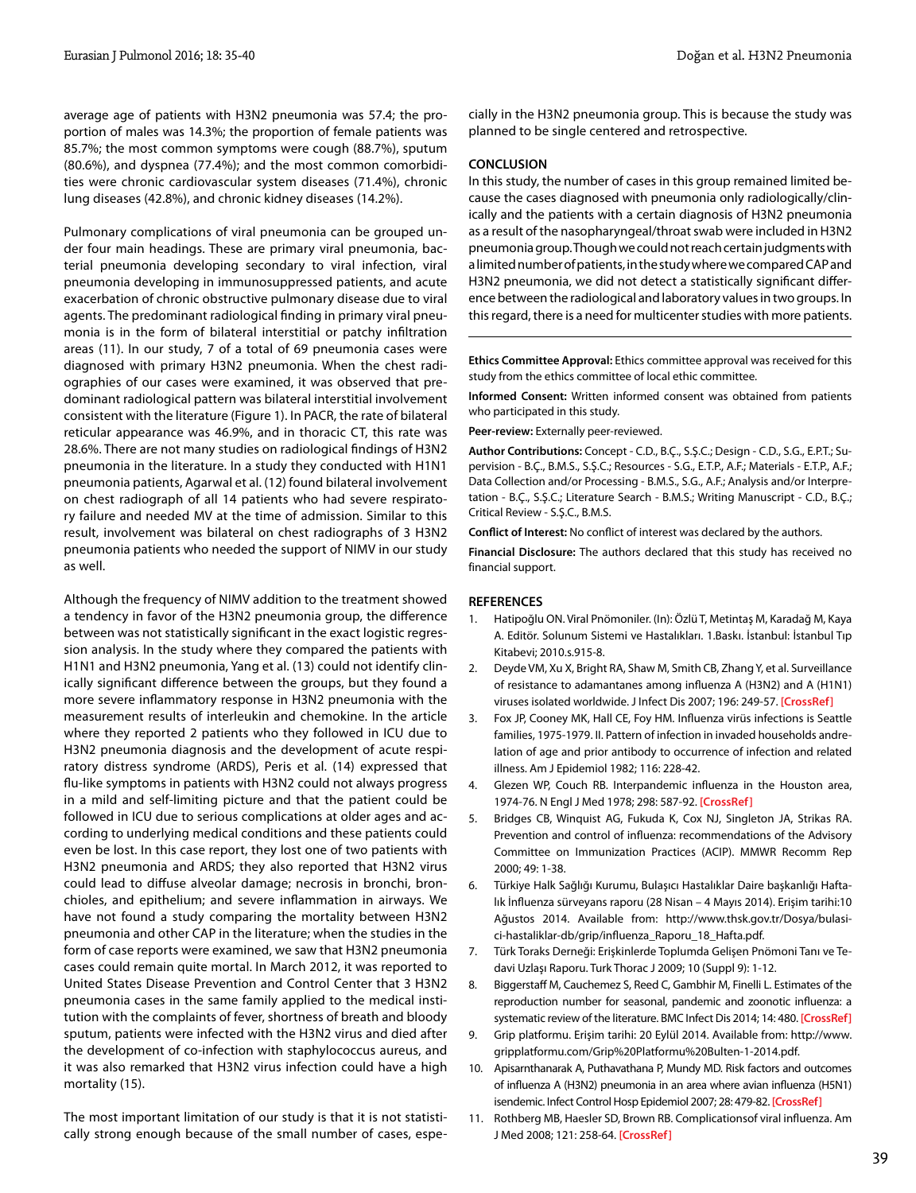average age of patients with H3N2 pneumonia was 57.4; the proportion of males was 14.3%; the proportion of female patients was 85.7%; the most common symptoms were cough (88.7%), sputum (80.6%), and dyspnea (77.4%); and the most common comorbidities were chronic cardiovascular system diseases (71.4%), chronic lung diseases (42.8%), and chronic kidney diseases (14.2%).

Pulmonary complications of viral pneumonia can be grouped under four main headings. These are primary viral pneumonia, bacterial pneumonia developing secondary to viral infection, viral pneumonia developing in immunosuppressed patients, and acute exacerbation of chronic obstructive pulmonary disease due to viral agents. The predominant radiological finding in primary viral pneumonia is in the form of bilateral interstitial or patchy infiltration areas (11). In our study, 7 of a total of 69 pneumonia cases were diagnosed with primary H3N2 pneumonia. When the chest radiographies of our cases were examined, it was observed that predominant radiological pattern was bilateral interstitial involvement consistent with the literature (Figure 1). In PACR, the rate of bilateral reticular appearance was 46.9%, and in thoracic CT, this rate was 28.6%. There are not many studies on radiological findings of H3N2 pneumonia in the literature. In a study they conducted with H1N1 pneumonia patients, Agarwal et al. (12) found bilateral involvement on chest radiograph of all 14 patients who had severe respiratory failure and needed MV at the time of admission. Similar to this result, involvement was bilateral on chest radiographs of 3 H3N2 pneumonia patients who needed the support of NIMV in our study as well.

Although the frequency of NIMV addition to the treatment showed a tendency in favor of the H3N2 pneumonia group, the difference between was not statistically significant in the exact logistic regression analysis. In the study where they compared the patients with H1N1 and H3N2 pneumonia, Yang et al. (13) could not identify clinically significant difference between the groups, but they found a more severe inflammatory response in H3N2 pneumonia with the measurement results of interleukin and chemokine. In the article where they reported 2 patients who they followed in ICU due to H3N2 pneumonia diagnosis and the development of acute respiratory distress syndrome (ARDS), Peris et al. (14) expressed that flu-like symptoms in patients with H3N2 could not always progress in a mild and self-limiting picture and that the patient could be followed in ICU due to serious complications at older ages and according to underlying medical conditions and these patients could even be lost. In this case report, they lost one of two patients with H3N2 pneumonia and ARDS; they also reported that H3N2 virus could lead to diffuse alveolar damage; necrosis in bronchi, bronchioles, and epithelium; and severe inflammation in airways. We have not found a study comparing the mortality between H3N2 pneumonia and other CAP in the literature; when the studies in the form of case reports were examined, we saw that H3N2 pneumonia cases could remain quite mortal. In March 2012, it was reported to United States Disease Prevention and Control Center that 3 H3N2 pneumonia cases in the same family applied to the medical institution with the complaints of fever, shortness of breath and bloody sputum, patients were infected with the H3N2 virus and died after the development of co-infection with staphylococcus aureus, and it was also remarked that H3N2 virus infection could have a high mortality (15).

The most important limitation of our study is that it is not statistically strong enough because of the small number of cases, especially in the H3N2 pneumonia group. This is because the study was planned to be single centered and retrospective.

## CONCLUSION

In this study, the number of cases in this group remained limited because the cases diagnosed with pneumonia only radiologically/clinically and the patients with a certain diagnosis of H3N2 pneumonia as a result of the nasopharyngeal/throat swab were included in H3N2 pneumonia group. Though we could not reach certain judgments with a limited number of patients, in the study where we compared CAP and H3N2 pneumonia, we did not detect a statistically significant difference between the radiological and laboratory values in two groups. In this regard, there is a need for multicenter studies with more patients.

---

**Ethics Committee Approval:** Ethics committee approval was received for this study from the ethics committee of local ethic committee.

**Informed Consent:** Written informed consent was obtained from patients who participated in this study.

**Peer-review:** Externally peer-reviewed.

**Author Contributions:** Concept - C.D., B.Ç., S.Ş.C.; Design - C.D., S.G., E.P.T.; Supervision - B.Ç., B.M.S., S.Ş.C.; Resources - S.G., E.T.P., A.F.; Materials - E.T.P., A.F.; Data Collection and/or Processing - B.M.S., S.G., A.F.; Analysis and/or Interpretation - B.Ç., S.Ş.C.; Literature Search - B.M.S.; Writing Manuscript - C.D., B.Ç.; Critical Review - S.Ş.C., B.M.S.

**Conflict of Interest:** No conflict of interest was declared by the authors.

**Financial Disclosure:** The authors declared that this study has received no financial support.

## REFERENCES

1. Hatipoğlu ON. Viral Pnömoniler. (In): Özlü T, Metintaş M, Karadağ M, Kaya A. Editör. Solunum Sistemi ve Hastalıkları. 1.Baskı. İstanbul: İstanbul Tıp Kitabevi; 2010.s.915-8.
2. Deyde VM, Xu X, Bright RA, Shaw M, Smith CB, Zhang Y, et al. Surveillance of resistance to adamantanes among influenza A (H3N2) and A (H1N1) viruses isolated worldwide. J Infect Dis 2007; 196: 249-57. [CrossRef]
3. Fox JP, Cooney MK, Hall CE, Foy HM. Influenza virüs infections is Seattle families, 1975-1979. II. Pattern of infection in invaded households andrelation of age and prior antibody to occurrence of infection and related illness. Am J Epidemiol 1982; 116: 228-42.
4. Glezen WP, Couch RB. Interpandemic influenza in the Houston area, 1974-76. N Engl J Med 1978; 298: 587-92. [CrossRef]
5. Bridges CB, Winquist AG, Fukuda K, Cox NJ, Singleton JA, Strikas RA. Prevention and control of influenza: recommendations of the Advisory Committee on Immunization Practices (ACIP). MMWR Recomm Rep 2000; 49: 1-38.
6. Türkiye Halk Sağlığı Kurumu, Bulaşıcı Hastalıklar Daire başkanlığı Haftalık İnfluenza sürveyans raporu (28 Nisan – 4 Mayıs 2014). Erişim tarihi:10 Ağustos 2014. Available from: http://www.thsk.gov.tr/Dosya/bulasici-hastaliklar-db/grip/influenza_Raporu_18_Hafta.pdf.
7. Türk Toraks Derneği: Erişkinlerde Toplumda Gelişen Pnömoni Tanı ve Tedavi Uzlaşı Raporu. Turk Thorac J 2009; 10 (Suppl 9): 1-12.
8. Biggerstaff M, Cauchemez S, Reed C, Gambhir M, Finelli L. Estimates of the reproduction number for seasonal, pandemic and zoonotic influenza: a systematic review of the literature. BMC Infect Dis 2014; 14: 480. [CrossRef]
9. Grip platformu. Erişim tarihi: 20 Eylül 2014. Available from: http://www.gripplatformu.com/Grip%20Platformu%20Bulten-1-2014.pdf.
10. Apisarnthanarak A, Puthavathana P, Mundy MD. Risk factors and outcomes of influenza A (H3N2) pneumonia in an area where avian influenza (H5N1) isendemic. Infect Control Hosp Epidemiol 2007; 28: 479-82. [CrossRef]
11. Rothberg MB, Haesler SD, Brown RB. Complicationsof viral influenza. Am J Med 2008; 121: 258-64. [CrossRef]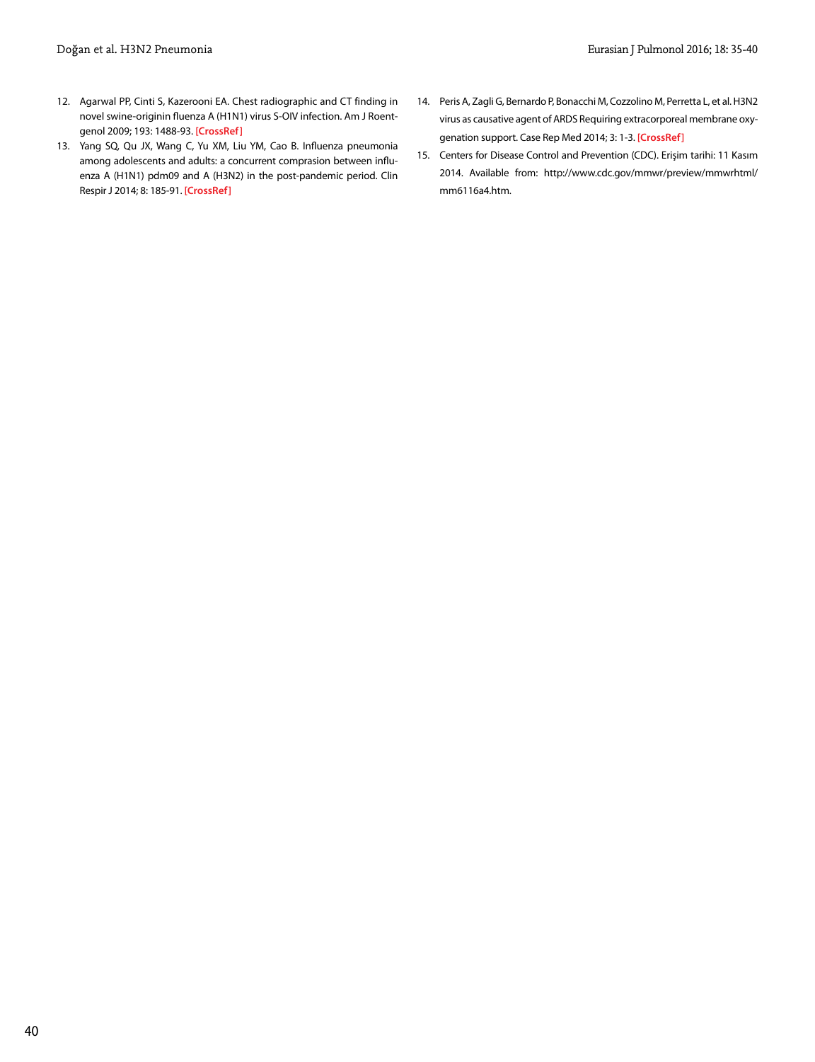12. Agarwal PP, Cinti S, Kazerooni EA. Chest radiographic and CT finding in novel swine-origininfluenza A (H1N1) virus S-OIV infection. Am J Roentgenol 2009; 193: 1488-93. [CrossRef]
13. Yang SQ, Qu JX, Wang C, Yu XM, Liu YM, Cao B. Influenza pneumonia among adolescents and adults: a concurrent comprasion between influenza A (H1N1) pdm09 and A (H3N2) in the post-pandemic period. Clin Respir J 2014; 8: 185-91. [CrossRef]
14. Peris A, Zagli G, Bernardo P, Bonacchi M, Cozzolino M, Perretta L, et al. H3N2 virus as causative agent of ARDS Requiring extracorporeal membrane oxygenation support. Case Rep Med 2014; 3: 1-3. [CrossRef]
15. Centers for Disease Control and Prevention (CDC). Erişim tarihi: 11 Kasım 2014. Available from: http://www.cdc.gov/mmwr/preview/mmwrhtml/mm6116a4.htm.